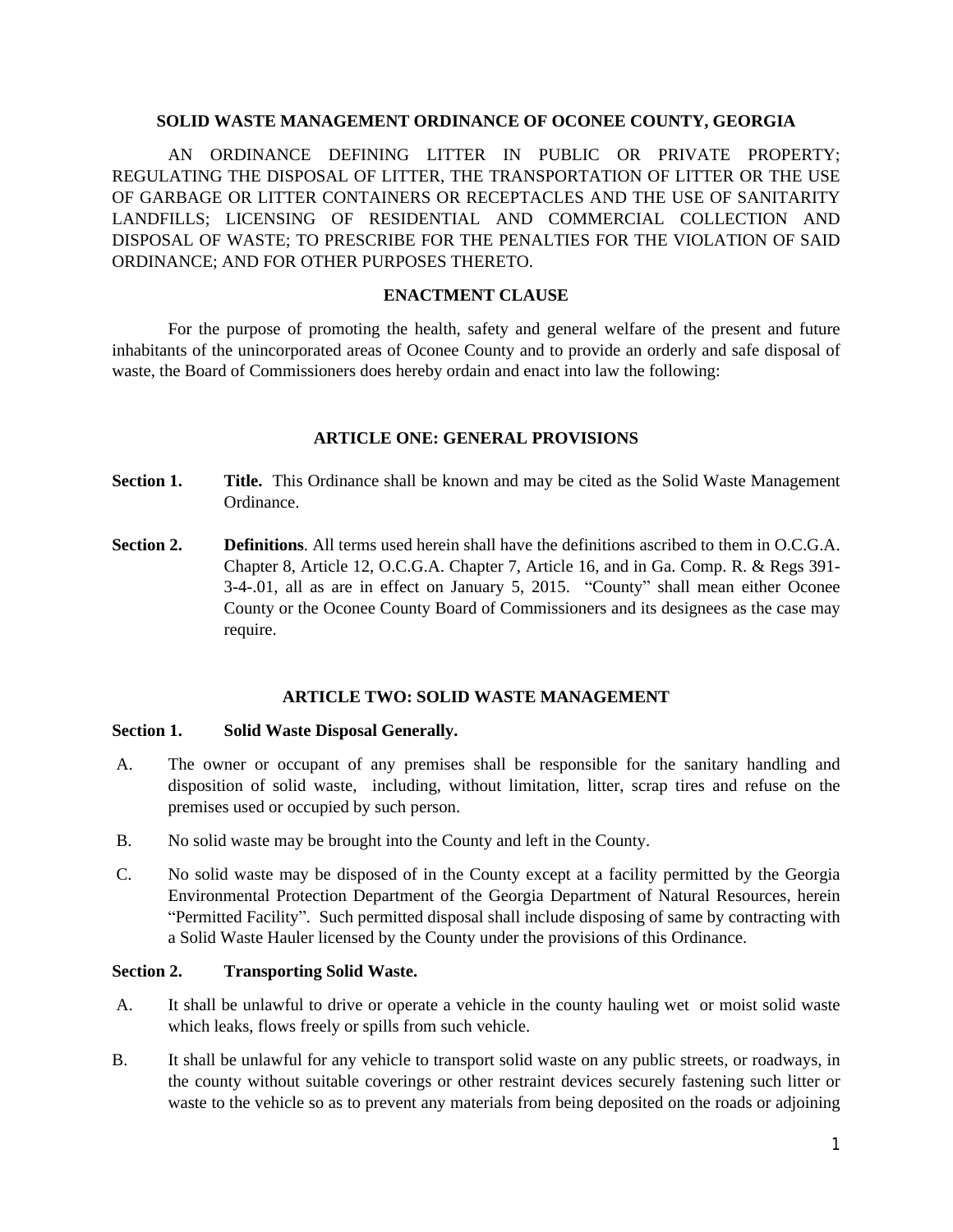# SOLID WASTE MANAGEMENT ORDINANCE OF OCONEE COUNTY, GEORGIA

AN ORDINANCE DEFINING LITTER IN PUBLIC OR PRIVATE PROPERTY; REGULATING THE DISPOSAL OF LITTER, THE TRANSPORTATION OF LITTER OR THE USE OF GARBAGE OR LITTER CONTAINERS OR RECEPTACLES AND THE USE OF SANITARITY LANDFILLS; LICENSING OF RESIDENTIAL AND COMMERCIAL COLLECTION AND DISPOSAL OF WASTE; TO PRESCRIBE FOR THE PENALTIES FOR THE VIOLATION OF SAID ORDINANCE; AND FOR OTHER PURPOSES THERETO.

## ENACTMENT CLAUSE

For the purpose of promoting the health, safety and general welfare of the present and future inhabitants of the unincorporated areas of Oconee County and to provide an orderly and safe disposal of waste, the Board of Commissioners does hereby ordain and enact into law the following:

## ARTICLE ONE: GENERAL PROVISIONS

**Section 1.** **Title.** This Ordinance shall be known and may be cited as the Solid Waste Management Ordinance.

**Section 2.** **Definitions**. All terms used herein shall have the definitions ascribed to them in O.C.G.A. Chapter 8, Article 12, O.C.G.A. Chapter 7, Article 16, and in Ga. Comp. R. & Regs 391-3-4-.01, all as are in effect on January 5, 2015. "County" shall mean either Oconee County or the Oconee County Board of Commissioners and its designees as the case may require.

## ARTICLE TWO: SOLID WASTE MANAGEMENT

**Section 1.** **Solid Waste Disposal Generally.**

A. The owner or occupant of any premises shall be responsible for the sanitary handling and disposition of solid waste, including, without limitation, litter, scrap tires and refuse on the premises used or occupied by such person.

B. No solid waste may be brought into the County and left in the County.

C. No solid waste may be disposed of in the County except at a facility permitted by the Georgia Environmental Protection Department of the Georgia Department of Natural Resources, herein "Permitted Facility". Such permitted disposal shall include disposing of same by contracting with a Solid Waste Hauler licensed by the County under the provisions of this Ordinance.

**Section 2.** **Transporting Solid Waste.**

A. It shall be unlawful to drive or operate a vehicle in the county hauling wet or moist solid waste which leaks, flows freely or spills from such vehicle.

B. It shall be unlawful for any vehicle to transport solid waste on any public streets, or roadways, in the county without suitable coverings or other restraint devices securely fastening such litter or waste to the vehicle so as to prevent any materials from being deposited on the roads or adjoining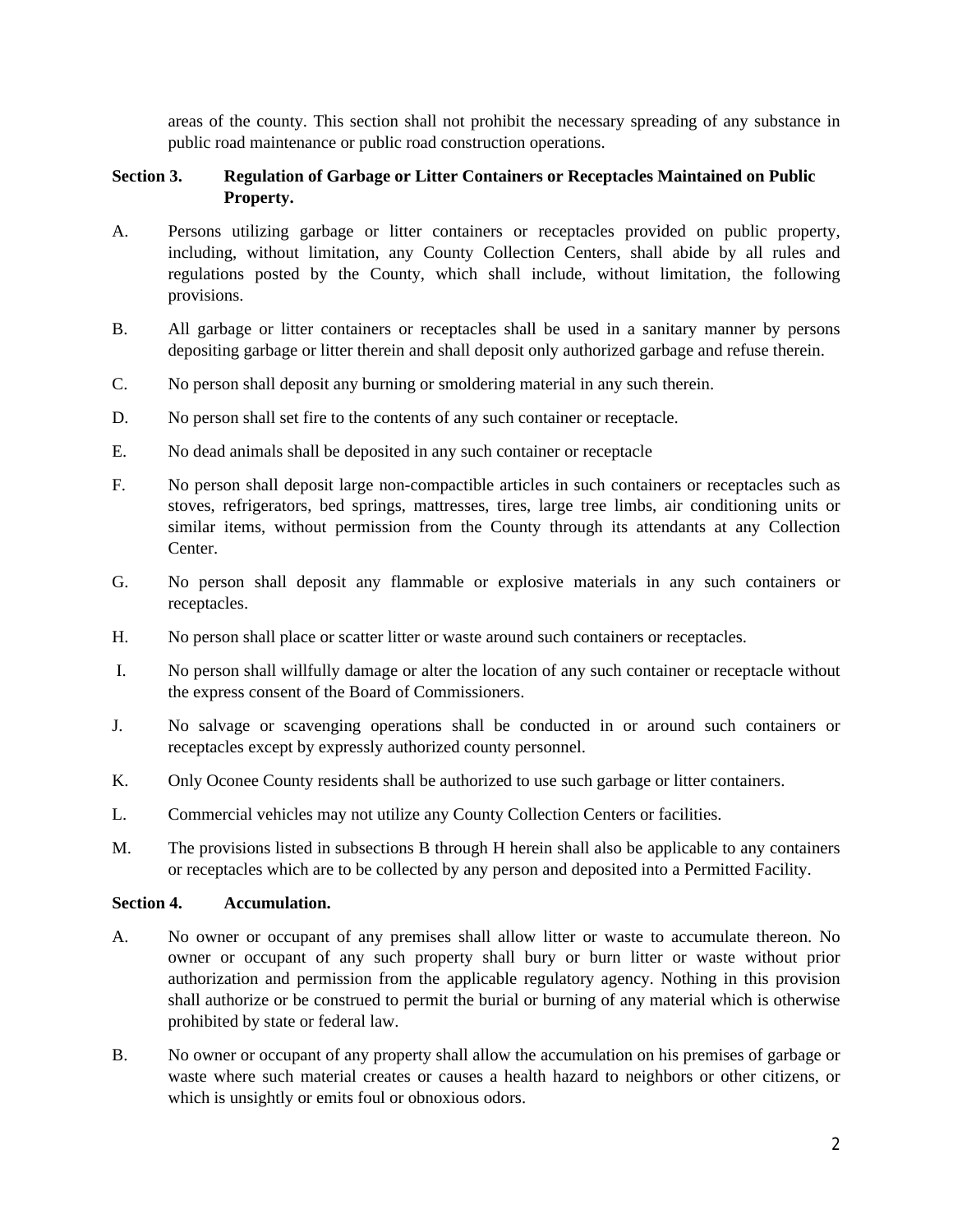areas of the county. This section shall not prohibit the necessary spreading of any substance in public road maintenance or public road construction operations.

**Section 3. Regulation of Garbage or Litter Containers or Receptacles Maintained on Public Property.**

A. Persons utilizing garbage or litter containers or receptacles provided on public property, including, without limitation, any County Collection Centers, shall abide by all rules and regulations posted by the County, which shall include, without limitation, the following provisions.

B. All garbage or litter containers or receptacles shall be used in a sanitary manner by persons depositing garbage or litter therein and shall deposit only authorized garbage and refuse therein.

C. No person shall deposit any burning or smoldering material in any such therein.

D. No person shall set fire to the contents of any such container or receptacle.

E. No dead animals shall be deposited in any such container or receptacle

F. No person shall deposit large non-compactible articles in such containers or receptacles such as stoves, refrigerators, bed springs, mattresses, tires, large tree limbs, air conditioning units or similar items, without permission from the County through its attendants at any Collection Center.

G. No person shall deposit any flammable or explosive materials in any such containers or receptacles.

H. No person shall place or scatter litter or waste around such containers or receptacles.

I. No person shall willfully damage or alter the location of any such container or receptacle without the express consent of the Board of Commissioners.

J. No salvage or scavenging operations shall be conducted in or around such containers or receptacles except by expressly authorized county personnel.

K. Only Oconee County residents shall be authorized to use such garbage or litter containers.

L. Commercial vehicles may not utilize any County Collection Centers or facilities.

M. The provisions listed in subsections B through H herein shall also be applicable to any containers or receptacles which are to be collected by any person and deposited into a Permitted Facility.

**Section 4. Accumulation.**

A. No owner or occupant of any premises shall allow litter or waste to accumulate thereon. No owner or occupant of any such property shall bury or burn litter or waste without prior authorization and permission from the applicable regulatory agency. Nothing in this provision shall authorize or be construed to permit the burial or burning of any material which is otherwise prohibited by state or federal law.

B. No owner or occupant of any property shall allow the accumulation on his premises of garbage or waste where such material creates or causes a health hazard to neighbors or other citizens, or which is unsightly or emits foul or obnoxious odors.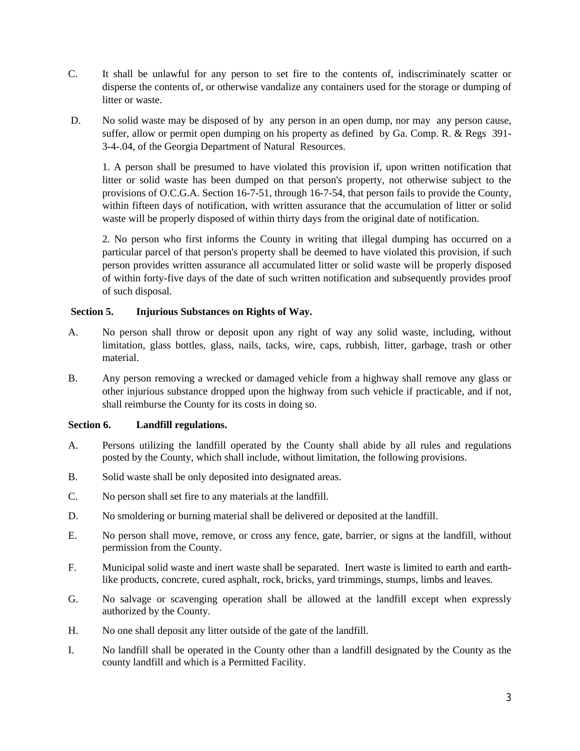C. It shall be unlawful for any person to set fire to the contents of, indiscriminately scatter or disperse the contents of, or otherwise vandalize any containers used for the storage or dumping of litter or waste.

D. No solid waste may be disposed of by any person in an open dump, nor may any person cause, suffer, allow or permit open dumping on his property as defined by Ga. Comp. R. & Regs 391-3-4-.04, of the Georgia Department of Natural Resources.

1. A person shall be presumed to have violated this provision if, upon written notification that litter or solid waste has been dumped on that person's property, not otherwise subject to the provisions of O.C.G.A. Section 16-7-51, through 16-7-54, that person fails to provide the County, within fifteen days of notification, with written assurance that the accumulation of litter or solid waste will be properly disposed of within thirty days from the original date of notification.

2. No person who first informs the County in writing that illegal dumping has occurred on a particular parcel of that person's property shall be deemed to have violated this provision, if such person provides written assurance all accumulated litter or solid waste will be properly disposed of within forty-five days of the date of such written notification and subsequently provides proof of such disposal.

**Section 5. Injurious Substances on Rights of Way.**

A. No person shall throw or deposit upon any right of way any solid waste, including, without limitation, glass bottles, glass, nails, tacks, wire, caps, rubbish, litter, garbage, trash or other material.

B. Any person removing a wrecked or damaged vehicle from a highway shall remove any glass or other injurious substance dropped upon the highway from such vehicle if practicable, and if not, shall reimburse the County for its costs in doing so.

**Section 6. Landfill regulations.**

A. Persons utilizing the landfill operated by the County shall abide by all rules and regulations posted by the County, which shall include, without limitation, the following provisions.

B. Solid waste shall be only deposited into designated areas.

C. No person shall set fire to any materials at the landfill.

D. No smoldering or burning material shall be delivered or deposited at the landfill.

E. No person shall move, remove, or cross any fence, gate, barrier, or signs at the landfill, without permission from the County.

F. Municipal solid waste and inert waste shall be separated. Inert waste is limited to earth and earth-like products, concrete, cured asphalt, rock, bricks, yard trimmings, stumps, limbs and leaves.

G. No salvage or scavenging operation shall be allowed at the landfill except when expressly authorized by the County.

H. No one shall deposit any litter outside of the gate of the landfill.

I. No landfill shall be operated in the County other than a landfill designated by the County as the county landfill and which is a Permitted Facility.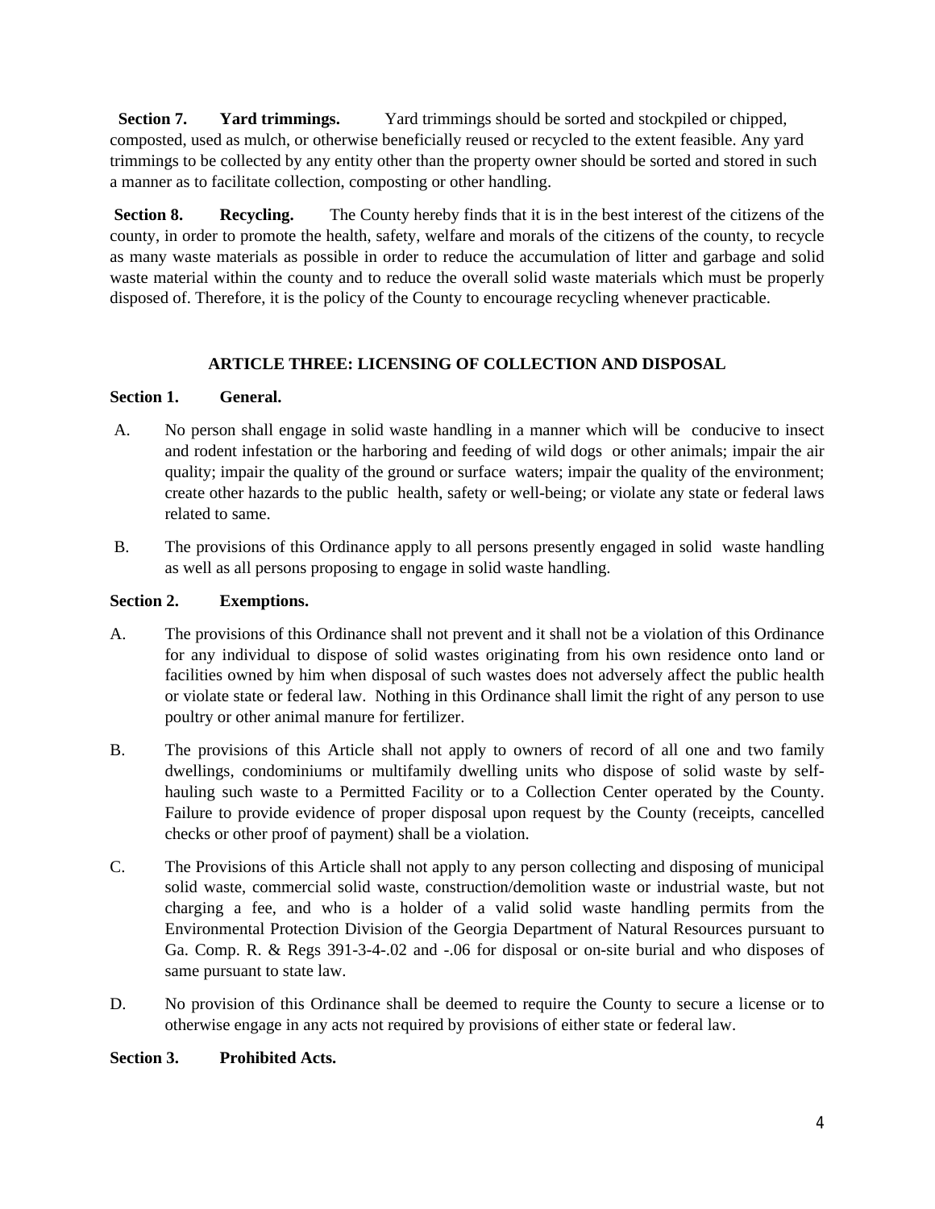**Section 7. Yard trimmings.** Yard trimmings should be sorted and stockpiled or chipped, composted, used as mulch, or otherwise beneficially reused or recycled to the extent feasible. Any yard trimmings to be collected by any entity other than the property owner should be sorted and stored in such a manner as to facilitate collection, composting or other handling.

**Section 8. Recycling.** The County hereby finds that it is in the best interest of the citizens of the county, in order to promote the health, safety, welfare and morals of the citizens of the county, to recycle as many waste materials as possible in order to reduce the accumulation of litter and garbage and solid waste material within the county and to reduce the overall solid waste materials which must be properly disposed of. Therefore, it is the policy of the County to encourage recycling whenever practicable.

## ARTICLE THREE: LICENSING OF COLLECTION AND DISPOSAL

**Section 1. General.**

A. No person shall engage in solid waste handling in a manner which will be conducive to insect and rodent infestation or the harboring and feeding of wild dogs or other animals; impair the air quality; impair the quality of the ground or surface waters; impair the quality of the environment; create other hazards to the public health, safety or well-being; or violate any state or federal laws related to same.

B. The provisions of this Ordinance apply to all persons presently engaged in solid waste handling as well as all persons proposing to engage in solid waste handling.

**Section 2. Exemptions.**

A. The provisions of this Ordinance shall not prevent and it shall not be a violation of this Ordinance for any individual to dispose of solid wastes originating from his own residence onto land or facilities owned by him when disposal of such wastes does not adversely affect the public health or violate state or federal law. Nothing in this Ordinance shall limit the right of any person to use poultry or other animal manure for fertilizer.

B. The provisions of this Article shall not apply to owners of record of all one and two family dwellings, condominiums or multifamily dwelling units who dispose of solid waste by self-hauling such waste to a Permitted Facility or to a Collection Center operated by the County. Failure to provide evidence of proper disposal upon request by the County (receipts, cancelled checks or other proof of payment) shall be a violation.

C. The Provisions of this Article shall not apply to any person collecting and disposing of municipal solid waste, commercial solid waste, construction/demolition waste or industrial waste, but not charging a fee, and who is a holder of a valid solid waste handling permits from the Environmental Protection Division of the Georgia Department of Natural Resources pursuant to Ga. Comp. R. & Regs 391-3-4-.02 and -.06 for disposal or on-site burial and who disposes of same pursuant to state law.

D. No provision of this Ordinance shall be deemed to require the County to secure a license or to otherwise engage in any acts not required by provisions of either state or federal law.

**Section 3. Prohibited Acts.**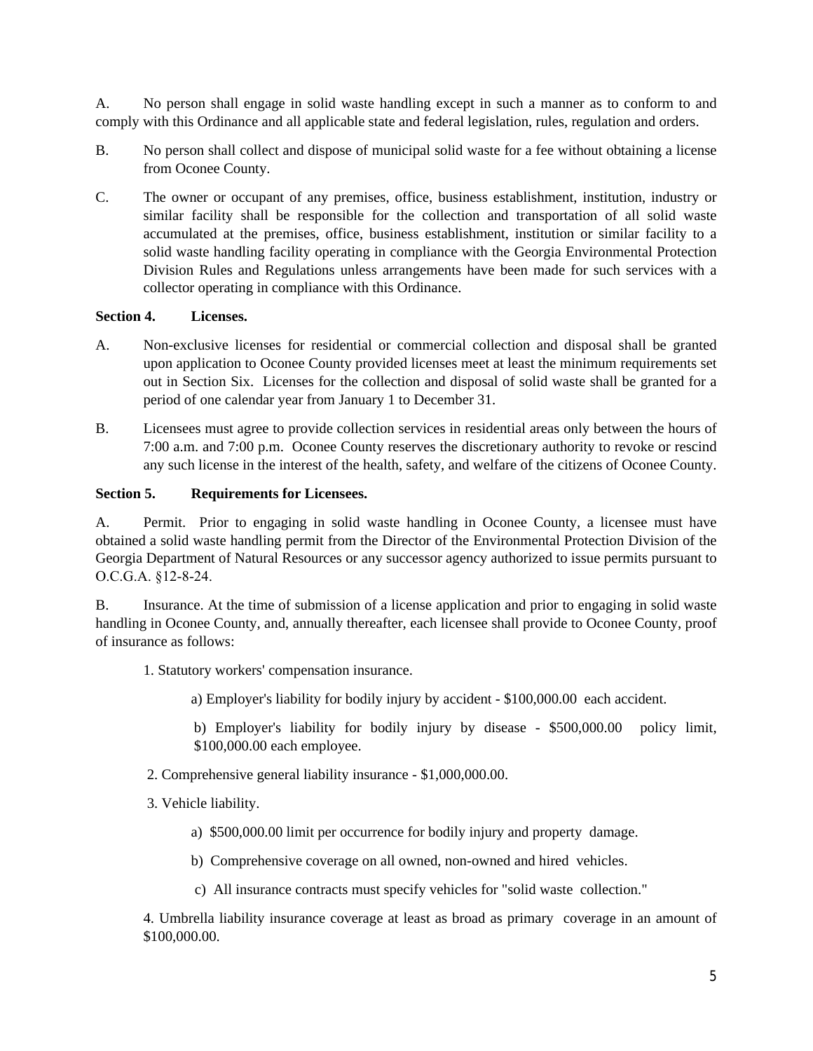A. No person shall engage in solid waste handling except in such a manner as to conform to and comply with this Ordinance and all applicable state and federal legislation, rules, regulation and orders.

B. No person shall collect and dispose of municipal solid waste for a fee without obtaining a license from Oconee County.

C. The owner or occupant of any premises, office, business establishment, institution, industry or similar facility shall be responsible for the collection and transportation of all solid waste accumulated at the premises, office, business establishment, institution or similar facility to a solid waste handling facility operating in compliance with the Georgia Environmental Protection Division Rules and Regulations unless arrangements have been made for such services with a collector operating in compliance with this Ordinance.

**Section 4. Licenses.**

A. Non-exclusive licenses for residential or commercial collection and disposal shall be granted upon application to Oconee County provided licenses meet at least the minimum requirements set out in Section Six. Licenses for the collection and disposal of solid waste shall be granted for a period of one calendar year from January 1 to December 31.

B. Licensees must agree to provide collection services in residential areas only between the hours of 7:00 a.m. and 7:00 p.m. Oconee County reserves the discretionary authority to revoke or rescind any such license in the interest of the health, safety, and welfare of the citizens of Oconee County.

**Section 5. Requirements for Licensees.**

A. Permit. Prior to engaging in solid waste handling in Oconee County, a licensee must have obtained a solid waste handling permit from the Director of the Environmental Protection Division of the Georgia Department of Natural Resources or any successor agency authorized to issue permits pursuant to O.C.G.A. §12-8-24.

B. Insurance. At the time of submission of a license application and prior to engaging in solid waste handling in Oconee County, and, annually thereafter, each licensee shall provide to Oconee County, proof of insurance as follows:

1. Statutory workers' compensation insurance.

    a) Employer's liability for bodily injury by accident - $100,000.00 each accident.

    b) Employer's liability for bodily injury by disease - $500,000.00 policy limit, $100,000.00 each employee.

2. Comprehensive general liability insurance - $1,000,000.00.

3. Vehicle liability.

    a) $500,000.00 limit per occurrence for bodily injury and property damage.

    b) Comprehensive coverage on all owned, non-owned and hired vehicles.

    c) All insurance contracts must specify vehicles for "solid waste collection."

4. Umbrella liability insurance coverage at least as broad as primary coverage in an amount of $100,000.00.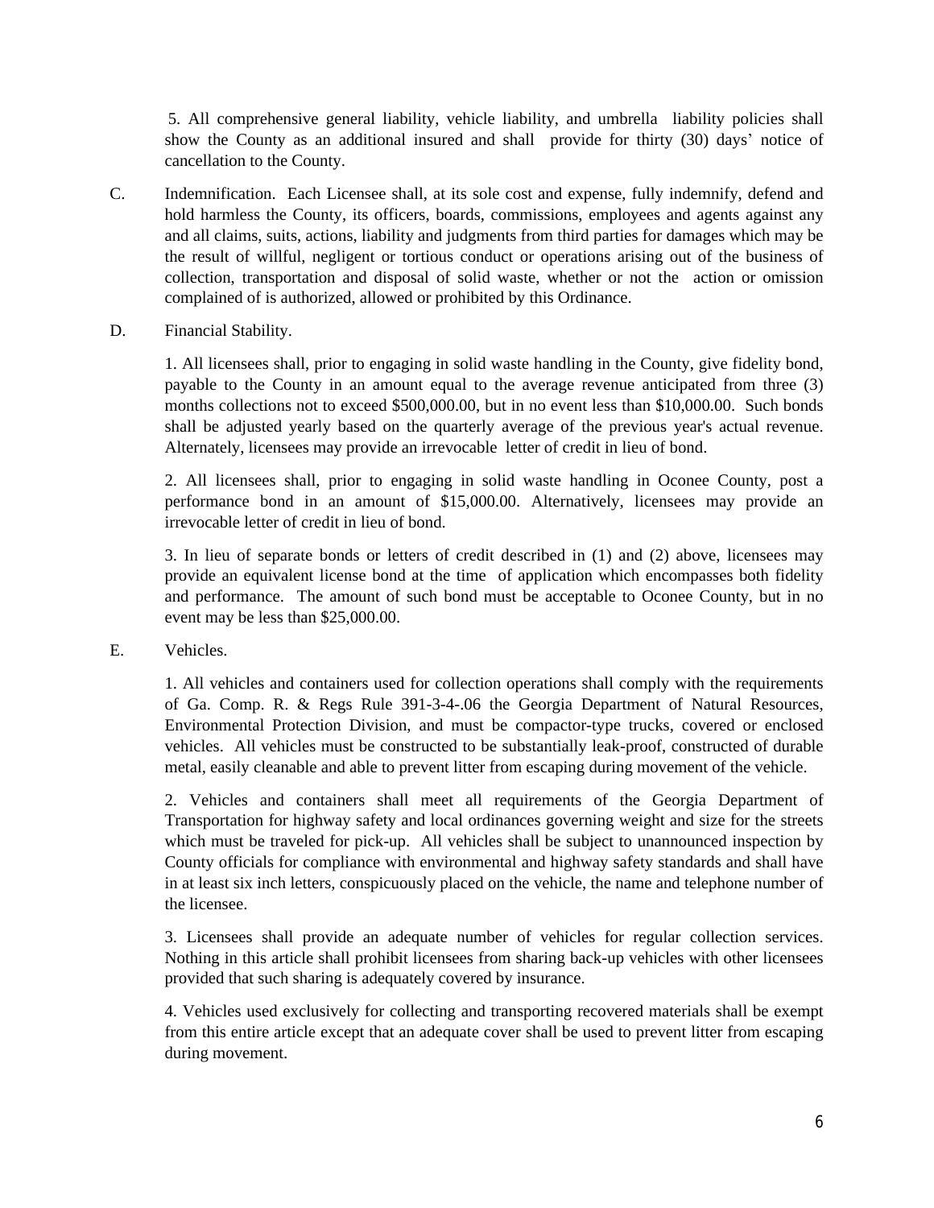5. All comprehensive general liability, vehicle liability, and umbrella liability policies shall show the County as an additional insured and shall provide for thirty (30) days' notice of cancellation to the County.

C. Indemnification. Each Licensee shall, at its sole cost and expense, fully indemnify, defend and hold harmless the County, its officers, boards, commissions, employees and agents against any and all claims, suits, actions, liability and judgments from third parties for damages which may be the result of willful, negligent or tortious conduct or operations arising out of the business of collection, transportation and disposal of solid waste, whether or not the action or omission complained of is authorized, allowed or prohibited by this Ordinance.

D. Financial Stability.

1. All licensees shall, prior to engaging in solid waste handling in the County, give fidelity bond, payable to the County in an amount equal to the average revenue anticipated from three (3) months collections not to exceed $500,000.00, but in no event less than $10,000.00. Such bonds shall be adjusted yearly based on the quarterly average of the previous year's actual revenue. Alternately, licensees may provide an irrevocable letter of credit in lieu of bond.

2. All licensees shall, prior to engaging in solid waste handling in Oconee County, post a performance bond in an amount of $15,000.00. Alternatively, licensees may provide an irrevocable letter of credit in lieu of bond.

3. In lieu of separate bonds or letters of credit described in (1) and (2) above, licensees may provide an equivalent license bond at the time of application which encompasses both fidelity and performance. The amount of such bond must be acceptable to Oconee County, but in no event may be less than $25,000.00.

E. Vehicles.

1. All vehicles and containers used for collection operations shall comply with the requirements of Ga. Comp. R. & Regs Rule 391-3-4-.06 the Georgia Department of Natural Resources, Environmental Protection Division, and must be compactor-type trucks, covered or enclosed vehicles. All vehicles must be constructed to be substantially leak-proof, constructed of durable metal, easily cleanable and able to prevent litter from escaping during movement of the vehicle.

2. Vehicles and containers shall meet all requirements of the Georgia Department of Transportation for highway safety and local ordinances governing weight and size for the streets which must be traveled for pick-up. All vehicles shall be subject to unannounced inspection by County officials for compliance with environmental and highway safety standards and shall have in at least six inch letters, conspicuously placed on the vehicle, the name and telephone number of the licensee.

3. Licensees shall provide an adequate number of vehicles for regular collection services. Nothing in this article shall prohibit licensees from sharing back-up vehicles with other licensees provided that such sharing is adequately covered by insurance.

4. Vehicles used exclusively for collecting and transporting recovered materials shall be exempt from this entire article except that an adequate cover shall be used to prevent litter from escaping during movement.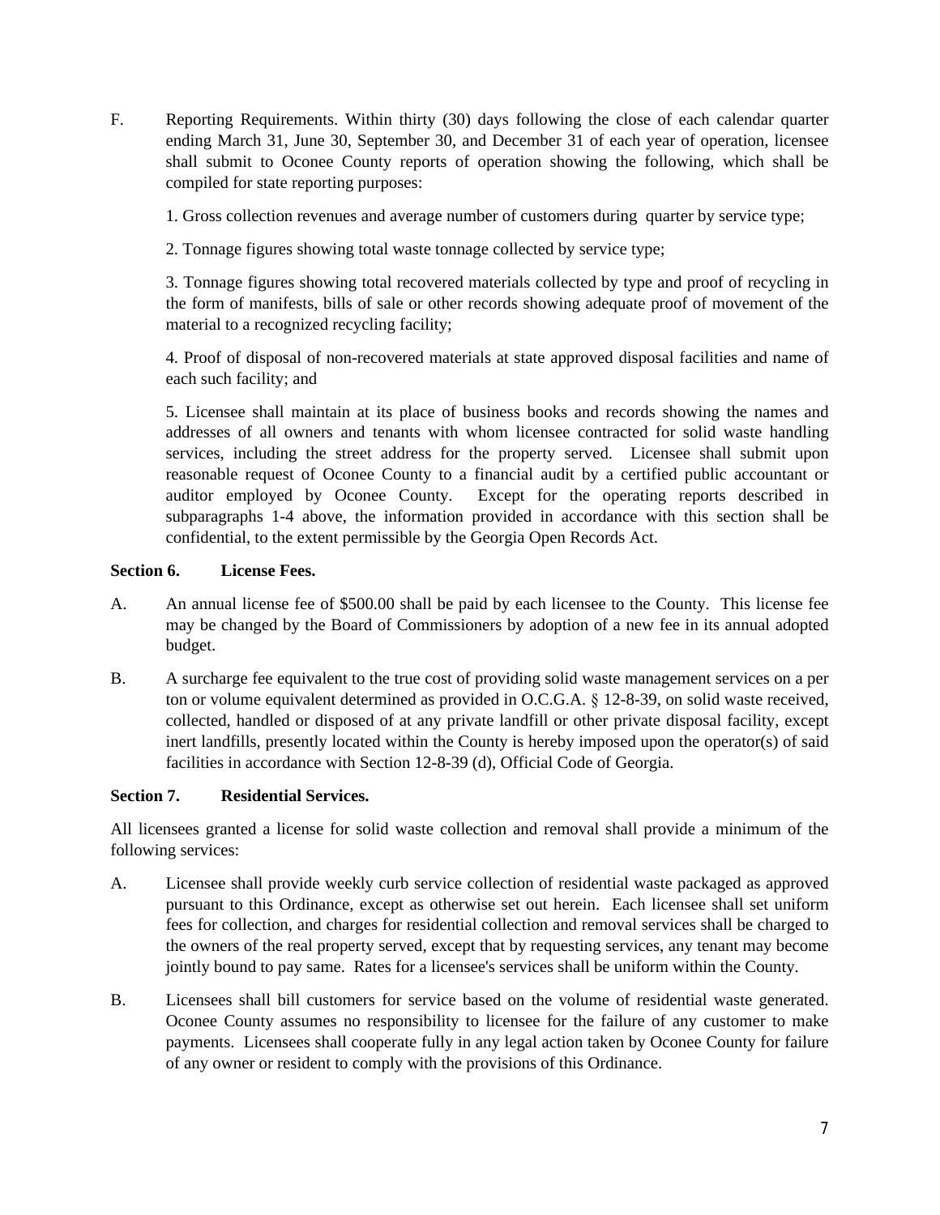F. Reporting Requirements. Within thirty (30) days following the close of each calendar quarter ending March 31, June 30, September 30, and December 31 of each year of operation, licensee shall submit to Oconee County reports of operation showing the following, which shall be compiled for state reporting purposes:

1. Gross collection revenues and average number of customers during quarter by service type;

2. Tonnage figures showing total waste tonnage collected by service type;

3. Tonnage figures showing total recovered materials collected by type and proof of recycling in the form of manifests, bills of sale or other records showing adequate proof of movement of the material to a recognized recycling facility;

4. Proof of disposal of non-recovered materials at state approved disposal facilities and name of each such facility; and

5. Licensee shall maintain at its place of business books and records showing the names and addresses of all owners and tenants with whom licensee contracted for solid waste handling services, including the street address for the property served. Licensee shall submit upon reasonable request of Oconee County to a financial audit by a certified public accountant or auditor employed by Oconee County. Except for the operating reports described in subparagraphs 1-4 above, the information provided in accordance with this section shall be confidential, to the extent permissible by the Georgia Open Records Act.

**Section 6. License Fees.**

A. An annual license fee of $500.00 shall be paid by each licensee to the County. This license fee may be changed by the Board of Commissioners by adoption of a new fee in its annual adopted budget.

B. A surcharge fee equivalent to the true cost of providing solid waste management services on a per ton or volume equivalent determined as provided in O.C.G.A. § 12-8-39, on solid waste received, collected, handled or disposed of at any private landfill or other private disposal facility, except inert landfills, presently located within the County is hereby imposed upon the operator(s) of said facilities in accordance with Section 12-8-39 (d), Official Code of Georgia.

**Section 7. Residential Services.**

All licensees granted a license for solid waste collection and removal shall provide a minimum of the following services:

A. Licensee shall provide weekly curb service collection of residential waste packaged as approved pursuant to this Ordinance, except as otherwise set out herein. Each licensee shall set uniform fees for collection, and charges for residential collection and removal services shall be charged to the owners of the real property served, except that by requesting services, any tenant may become jointly bound to pay same. Rates for a licensee's services shall be uniform within the County.

B. Licensees shall bill customers for service based on the volume of residential waste generated. Oconee County assumes no responsibility to licensee for the failure of any customer to make payments. Licensees shall cooperate fully in any legal action taken by Oconee County for failure of any owner or resident to comply with the provisions of this Ordinance.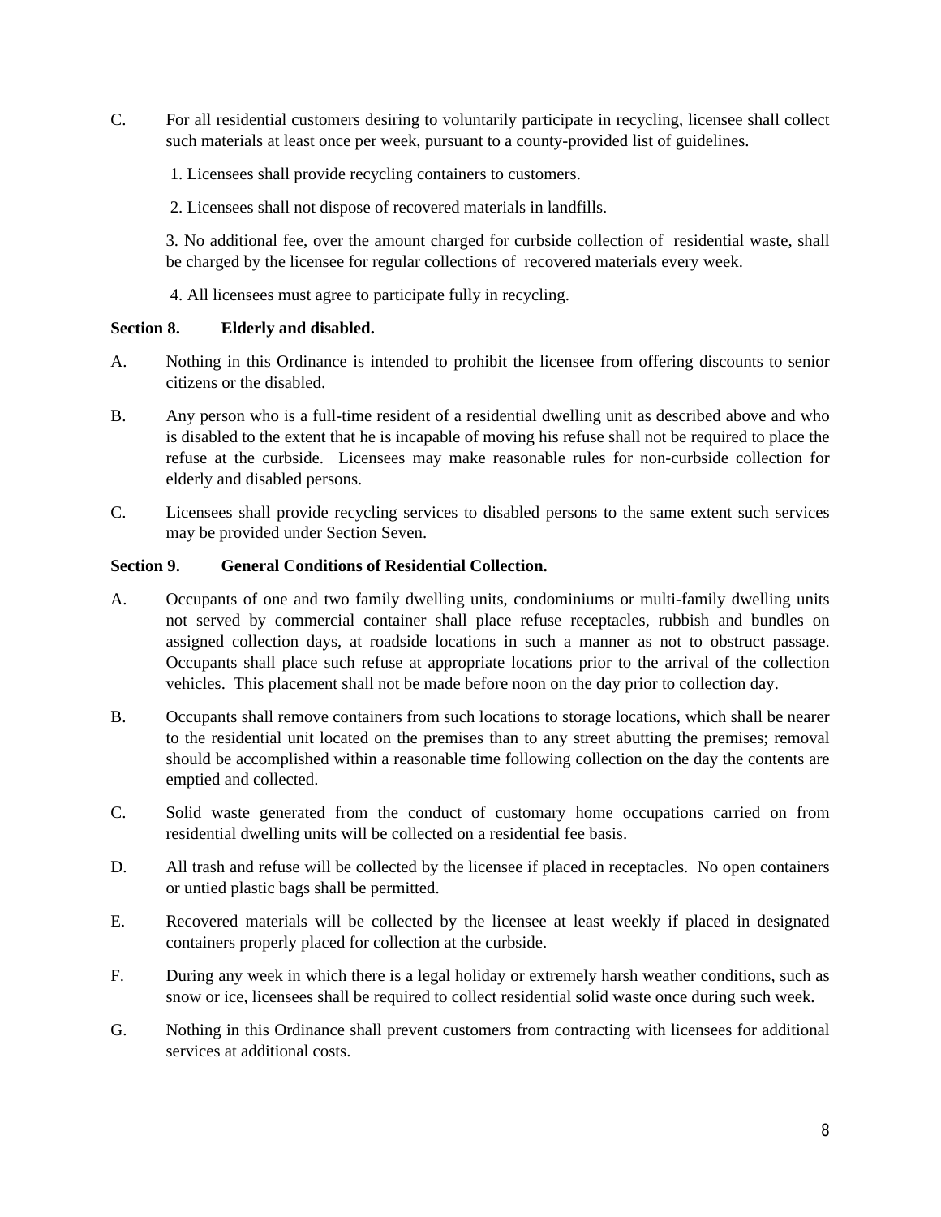C. For all residential customers desiring to voluntarily participate in recycling, licensee shall collect such materials at least once per week, pursuant to a county-provided list of guidelines.

1. Licensees shall provide recycling containers to customers.

2. Licensees shall not dispose of recovered materials in landfills.

3. No additional fee, over the amount charged for curbside collection of residential waste, shall be charged by the licensee for regular collections of recovered materials every week.

4. All licensees must agree to participate fully in recycling.

**Section 8. Elderly and disabled.**

A. Nothing in this Ordinance is intended to prohibit the licensee from offering discounts to senior citizens or the disabled.

B. Any person who is a full-time resident of a residential dwelling unit as described above and who is disabled to the extent that he is incapable of moving his refuse shall not be required to place the refuse at the curbside. Licensees may make reasonable rules for non-curbside collection for elderly and disabled persons.

C. Licensees shall provide recycling services to disabled persons to the same extent such services may be provided under Section Seven.

**Section 9. General Conditions of Residential Collection.**

A. Occupants of one and two family dwelling units, condominiums or multi-family dwelling units not served by commercial container shall place refuse receptacles, rubbish and bundles on assigned collection days, at roadside locations in such a manner as not to obstruct passage. Occupants shall place such refuse at appropriate locations prior to the arrival of the collection vehicles. This placement shall not be made before noon on the day prior to collection day.

B. Occupants shall remove containers from such locations to storage locations, which shall be nearer to the residential unit located on the premises than to any street abutting the premises; removal should be accomplished within a reasonable time following collection on the day the contents are emptied and collected.

C. Solid waste generated from the conduct of customary home occupations carried on from residential dwelling units will be collected on a residential fee basis.

D. All trash and refuse will be collected by the licensee if placed in receptacles. No open containers or untied plastic bags shall be permitted.

E. Recovered materials will be collected by the licensee at least weekly if placed in designated containers properly placed for collection at the curbside.

F. During any week in which there is a legal holiday or extremely harsh weather conditions, such as snow or ice, licensees shall be required to collect residential solid waste once during such week.

G. Nothing in this Ordinance shall prevent customers from contracting with licensees for additional services at additional costs.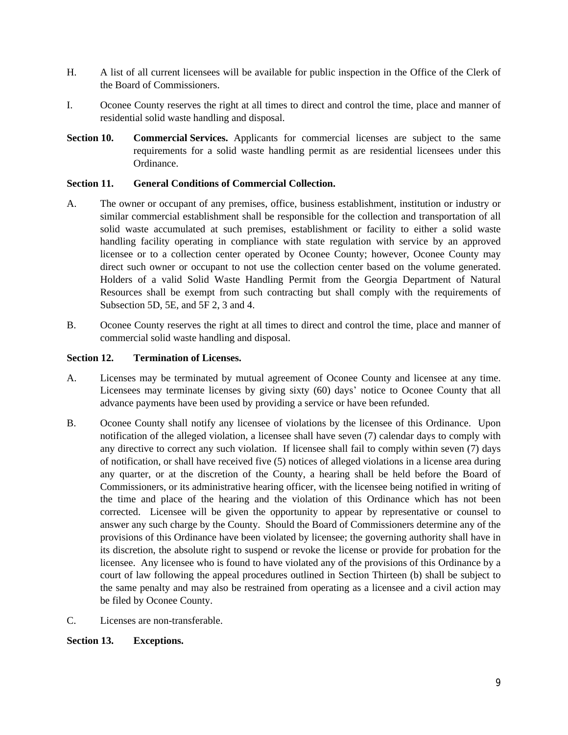H. A list of all current licensees will be available for public inspection in the Office of the Clerk of the Board of Commissioners.

I. Oconee County reserves the right at all times to direct and control the time, place and manner of residential solid waste handling and disposal.

**Section 10. Commercial Services.** Applicants for commercial licenses are subject to the same requirements for a solid waste handling permit as are residential licensees under this Ordinance.

**Section 11. General Conditions of Commercial Collection.**

A. The owner or occupant of any premises, office, business establishment, institution or industry or similar commercial establishment shall be responsible for the collection and transportation of all solid waste accumulated at such premises, establishment or facility to either a solid waste handling facility operating in compliance with state regulation with service by an approved licensee or to a collection center operated by Oconee County; however, Oconee County may direct such owner or occupant to not use the collection center based on the volume generated. Holders of a valid Solid Waste Handling Permit from the Georgia Department of Natural Resources shall be exempt from such contracting but shall comply with the requirements of Subsection 5D, 5E, and 5F 2, 3 and 4.

B. Oconee County reserves the right at all times to direct and control the time, place and manner of commercial solid waste handling and disposal.

**Section 12. Termination of Licenses.**

A. Licenses may be terminated by mutual agreement of Oconee County and licensee at any time. Licensees may terminate licenses by giving sixty (60) days' notice to Oconee County that all advance payments have been used by providing a service or have been refunded.

B. Oconee County shall notify any licensee of violations by the licensee of this Ordinance. Upon notification of the alleged violation, a licensee shall have seven (7) calendar days to comply with any directive to correct any such violation. If licensee shall fail to comply within seven (7) days of notification, or shall have received five (5) notices of alleged violations in a license area during any quarter, or at the discretion of the County, a hearing shall be held before the Board of Commissioners, or its administrative hearing officer, with the licensee being notified in writing of the time and place of the hearing and the violation of this Ordinance which has not been corrected. Licensee will be given the opportunity to appear by representative or counsel to answer any such charge by the County. Should the Board of Commissioners determine any of the provisions of this Ordinance have been violated by licensee; the governing authority shall have in its discretion, the absolute right to suspend or revoke the license or provide for probation for the licensee. Any licensee who is found to have violated any of the provisions of this Ordinance by a court of law following the appeal procedures outlined in Section Thirteen (b) shall be subject to the same penalty and may also be restrained from operating as a licensee and a civil action may be filed by Oconee County.

C. Licenses are non-transferable.

**Section 13. Exceptions.**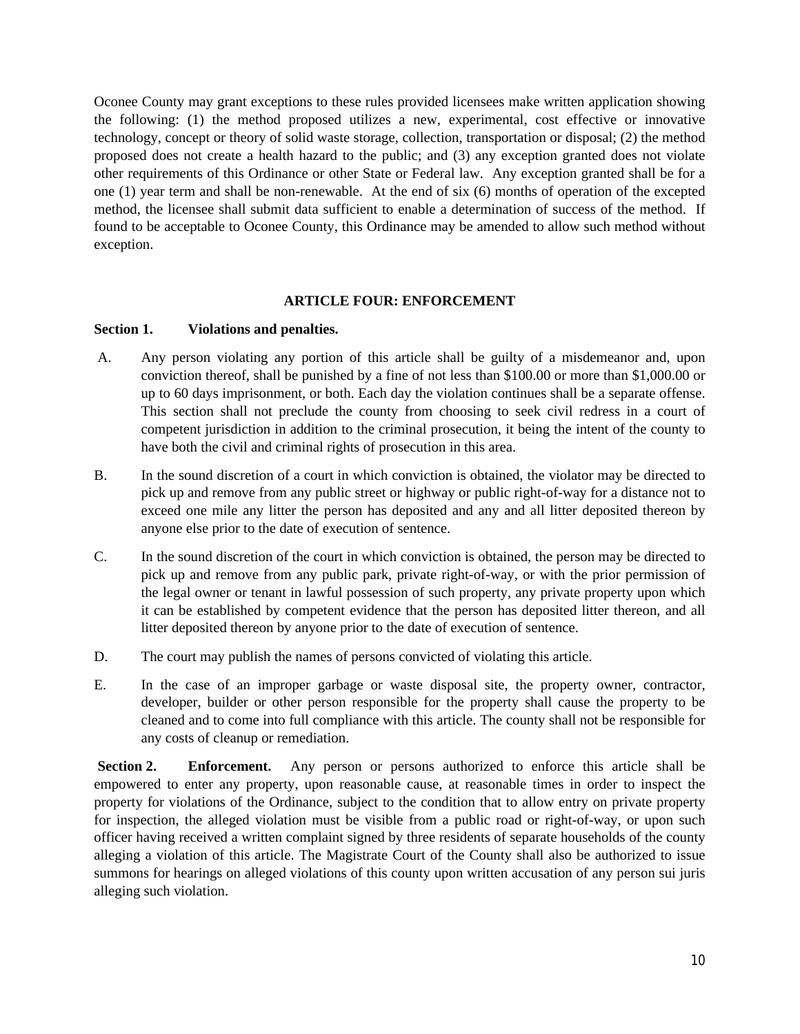Oconee County may grant exceptions to these rules provided licensees make written application showing the following: (1) the method proposed utilizes a new, experimental, cost effective or innovative technology, concept or theory of solid waste storage, collection, transportation or disposal; (2) the method proposed does not create a health hazard to the public; and (3) any exception granted does not violate other requirements of this Ordinance or other State or Federal law. Any exception granted shall be for a one (1) year term and shall be non-renewable. At the end of six (6) months of operation of the excepted method, the licensee shall submit data sufficient to enable a determination of success of the method. If found to be acceptable to Oconee County, this Ordinance may be amended to allow such method without exception.

## ARTICLE FOUR: ENFORCEMENT

**Section 1. Violations and penalties.**

A. Any person violating any portion of this article shall be guilty of a misdemeanor and, upon conviction thereof, shall be punished by a fine of not less than $100.00 or more than $1,000.00 or up to 60 days imprisonment, or both. Each day the violation continues shall be a separate offense. This section shall not preclude the county from choosing to seek civil redress in a court of competent jurisdiction in addition to the criminal prosecution, it being the intent of the county to have both the civil and criminal rights of prosecution in this area.

B. In the sound discretion of a court in which conviction is obtained, the violator may be directed to pick up and remove from any public street or highway or public right-of-way for a distance not to exceed one mile any litter the person has deposited and any and all litter deposited thereon by anyone else prior to the date of execution of sentence.

C. In the sound discretion of the court in which conviction is obtained, the person may be directed to pick up and remove from any public park, private right-of-way, or with the prior permission of the legal owner or tenant in lawful possession of such property, any private property upon which it can be established by competent evidence that the person has deposited litter thereon, and all litter deposited thereon by anyone prior to the date of execution of sentence.

D. The court may publish the names of persons convicted of violating this article.

E. In the case of an improper garbage or waste disposal site, the property owner, contractor, developer, builder or other person responsible for the property shall cause the property to be cleaned and to come into full compliance with this article. The county shall not be responsible for any costs of cleanup or remediation.

**Section 2. Enforcement.** Any person or persons authorized to enforce this article shall be empowered to enter any property, upon reasonable cause, at reasonable times in order to inspect the property for violations of the Ordinance, subject to the condition that to allow entry on private property for inspection, the alleged violation must be visible from a public road or right-of-way, or upon such officer having received a written complaint signed by three residents of separate households of the county alleging a violation of this article. The Magistrate Court of the County shall also be authorized to issue summons for hearings on alleged violations of this county upon written accusation of any person sui juris alleging such violation.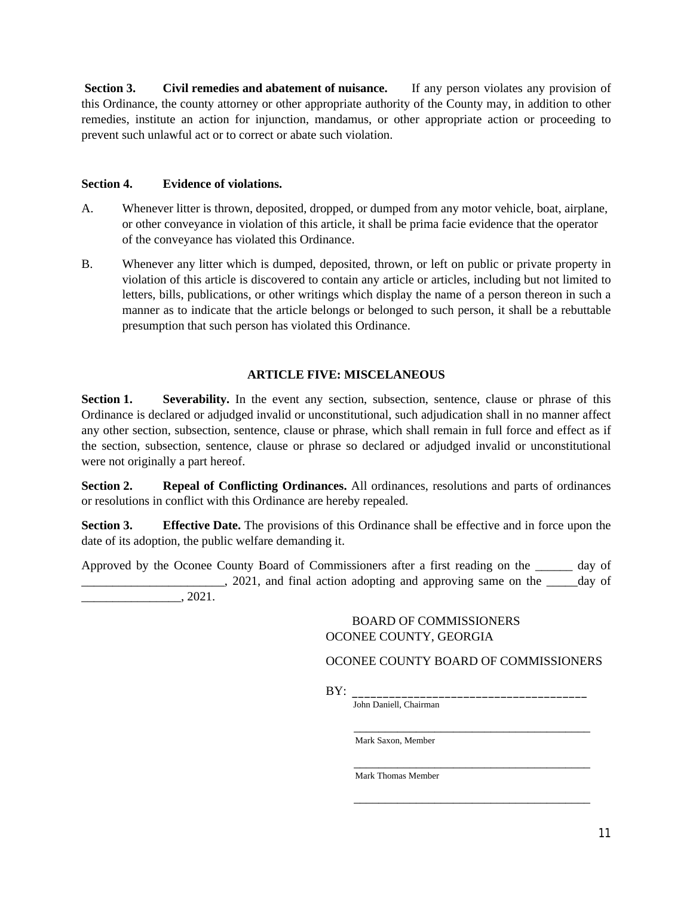**Section 3. Civil remedies and abatement of nuisance.** If any person violates any provision of this Ordinance, the county attorney or other appropriate authority of the County may, in addition to other remedies, institute an action for injunction, mandamus, or other appropriate action or proceeding to prevent such unlawful act or to correct or abate such violation.

**Section 4. Evidence of violations.**

A. Whenever litter is thrown, deposited, dropped, or dumped from any motor vehicle, boat, airplane, or other conveyance in violation of this article, it shall be prima facie evidence that the operator of the conveyance has violated this Ordinance.

B. Whenever any litter which is dumped, deposited, thrown, or left on public or private property in violation of this article is discovered to contain any article or articles, including but not limited to letters, bills, publications, or other writings which display the name of a person thereon in such a manner as to indicate that the article belongs or belonged to such person, it shall be a rebuttable presumption that such person has violated this Ordinance.

## ARTICLE FIVE: MISCELANEOUS

**Section 1. Severability.** In the event any section, subsection, sentence, clause or phrase of this Ordinance is declared or adjudged invalid or unconstitutional, such adjudication shall in no manner affect any other section, subsection, sentence, clause or phrase, which shall remain in full force and effect as if the section, subsection, sentence, clause or phrase so declared or adjudged invalid or unconstitutional were not originally a part hereof.

**Section 2. Repeal of Conflicting Ordinances.** All ordinances, resolutions and parts of ordinances or resolutions in conflict with this Ordinance are hereby repealed.

**Section 3. Effective Date.** The provisions of this Ordinance shall be effective and in force upon the date of its adoption, the public welfare demanding it.

Approved by the Oconee County Board of Commissioners after a first reading on the ______ day of _______________________, 2021, and final action adopting and approving same on the _____day of ________________, 2021.

BOARD OF COMMISSIONERS
OCONEE COUNTY, GEORGIA

OCONEE COUNTY BOARD OF COMMISSIONERS

BY: ______________________________________
John Daniell, Chairman

__________________________________________
Mark Saxon, Member

__________________________________________
Mark Thomas Member

__________________________________________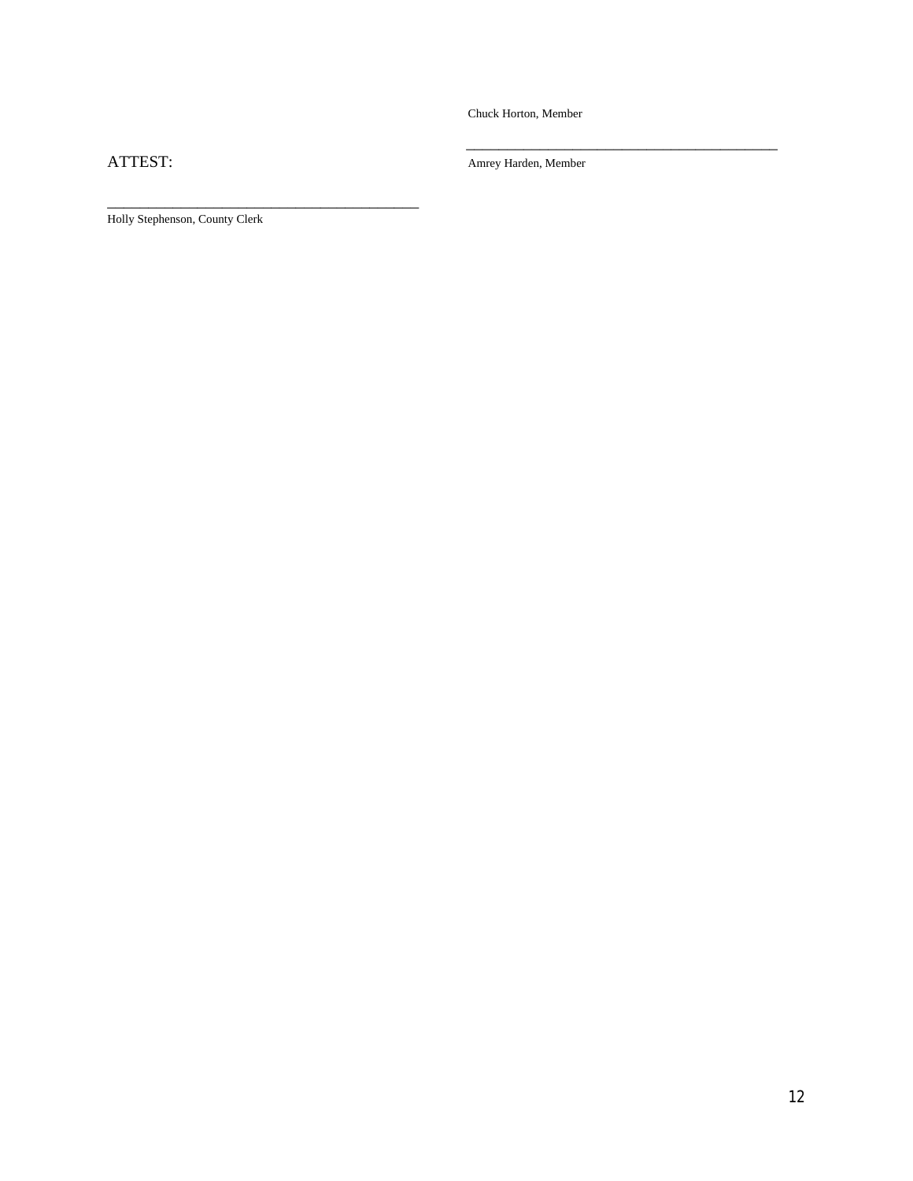Chuck Horton, Member

ATTEST:

_______________________________________________
Amrey Harden, Member

_______________________________________________
Holly Stephenson, County Clerk